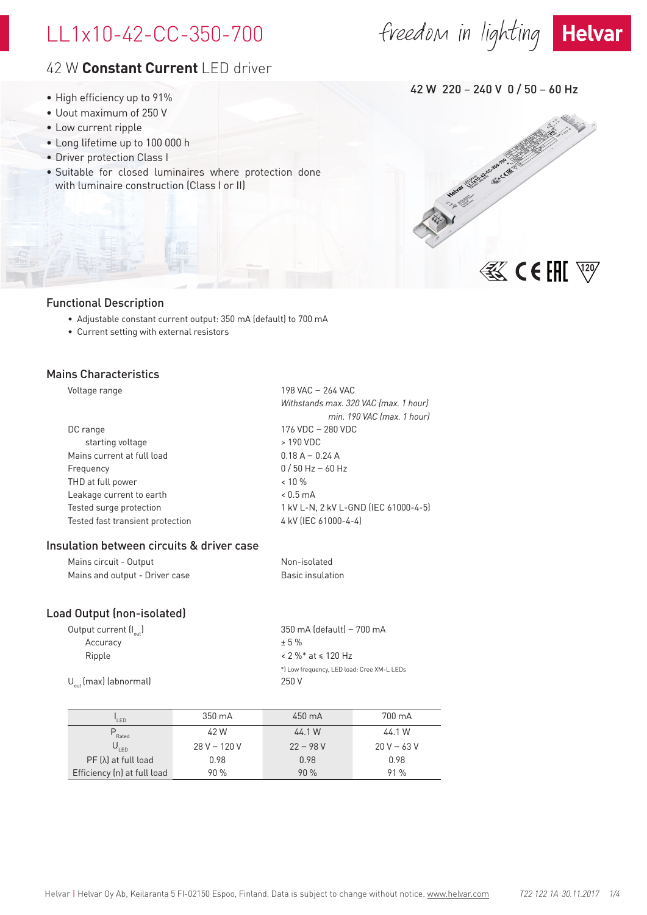# LL1x10-42-CC-350-700

freedom in lighting **Helvar**

## 42 W **Constant Current** LED driver

42 W 220 – 240 V 0 / 50 – 60 Hz

- High efficiency up to 91%
- Uout maximum of 250 V
- Low current ripple
- Long lifetime up to 100 000 h
- Driver protection Class I
- Suitable for closed luminaires where protection done with luminaire construction (Class I or II)

### Functional Description

- Adjustable constant current output: 350 mA (default) to 700 mA
- Current setting with external resistors

### Mains Characteristics

| | |
|---|---|
| Voltage range | 198 VAC – 264 VAC *Withstands max. 320 VAC (max. 1 hour) min. 190 VAC (max. 1 hour)* |
| DC range | 176 VDC – 280 VDC |
| starting voltage | > 190 VDC |
| Mains current at full load | 0.18 A – 0.24 A |
| Frequency | 0 / 50 Hz – 60 Hz |
| THD at full power | < 10 % |
| Leakage current to earth | < 0.5 mA |
| Tested surge protection | 1 kV L-N, 2 kV L-GND (IEC 61000-4-5) |
| Tested fast transient protection | 4 kV (IEC 61000-4-4) |

### Insulation between circuits & driver case

| | |
|---|---|
| Mains circuit - Output | Non-isolated |
| Mains and output - Driver case | Basic insulation |

### Load Output (non-isolated)

| | |
|---|---|
| Output current ($I_{out}$) | 350 mA (default) – 700 mA |
| Accuracy | ± 5 % |
| Ripple | < 2 %* at ≤ 120 Hz |
| | *) Low frequency, LED load: Cree XM-L LEDs |
| $U_{out}$ (max) (abnormal) | 250 V |

| $I_{LED}$ | 350 mA | 450 mA | 700 mA |
|---|---|---|---|
| $P_{Rated}$ | 42 W | 44.1 W | 44.1 W |
| $U_{LED}$ | 28 V – 120 V | 22 – 98 V | 20 V – 63 V |
| PF (λ) at full load | 0.98 | 0.98 | 0.98 |
| Efficiency (η) at full load | 90 % | 90 % | 91 % |

Helvar | Helvar Oy Ab, Keilaranta 5 FI-02150 Espoo, Finland. Data is subject to change without notice. www.helvar.com T22 122 1A 30.11.2017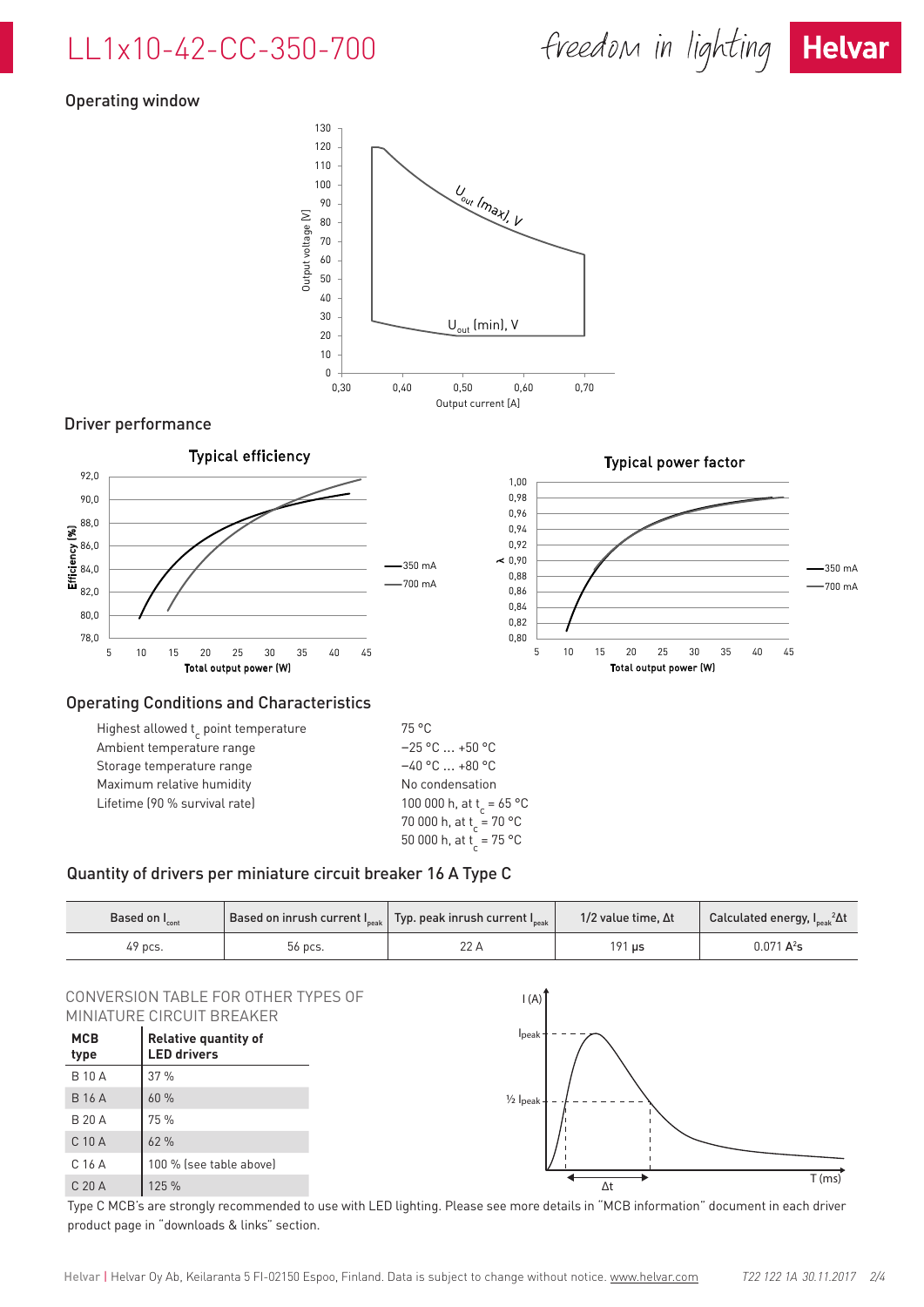# LL1x10-42-CC-350-700

## Operating window

## Driver performance

## Operating Conditions and Characteristics

| | |
|---|---|
| Highest allowed $t_c$ point temperature | 75 °C |
| Ambient temperature range | −25 °C ... +50 °C |
| Storage temperature range | −40 °C ... +80 °C |
| Maximum relative humidity | No condensation |
| Lifetime (90 % survival rate) | 100 000 h, at $t_c$ = 65 °C<br>70 000 h, at $t_c$ = 70 °C<br>50 000 h, at $t_c$ = 75 °C |

## Quantity of drivers per miniature circuit breaker 16 A Type C

| Based on $I_{cont}$ | Based on inrush current $I_{peak}$ | Typ. peak inrush current $I_{peak}$ | 1/2 value time, Δt | Calculated energy, $I_{peak}{}^2\Delta t$ |
|---|---|---|---|---|
| 49 pcs. | 56 pcs. | 22 A | 191 µs | 0.071 $A^2s$ |

CONVERSION TABLE FOR OTHER TYPES OF MINIATURE CIRCUIT BREAKER

| MCB type | Relative quantity of LED drivers |
|---|---|
| B 10 A | 37 % |
| B 16 A | 60 % |
| B 20 A | 75 % |
| C 10 A | 62 % |
| C 16 A | 100 % (see table above) |
| C 20 A | 125 % |

Type C MCB's are strongly recommended to use with LED lighting. Please see more details in "MCB information" document in each driver product page in "downloads & links" section.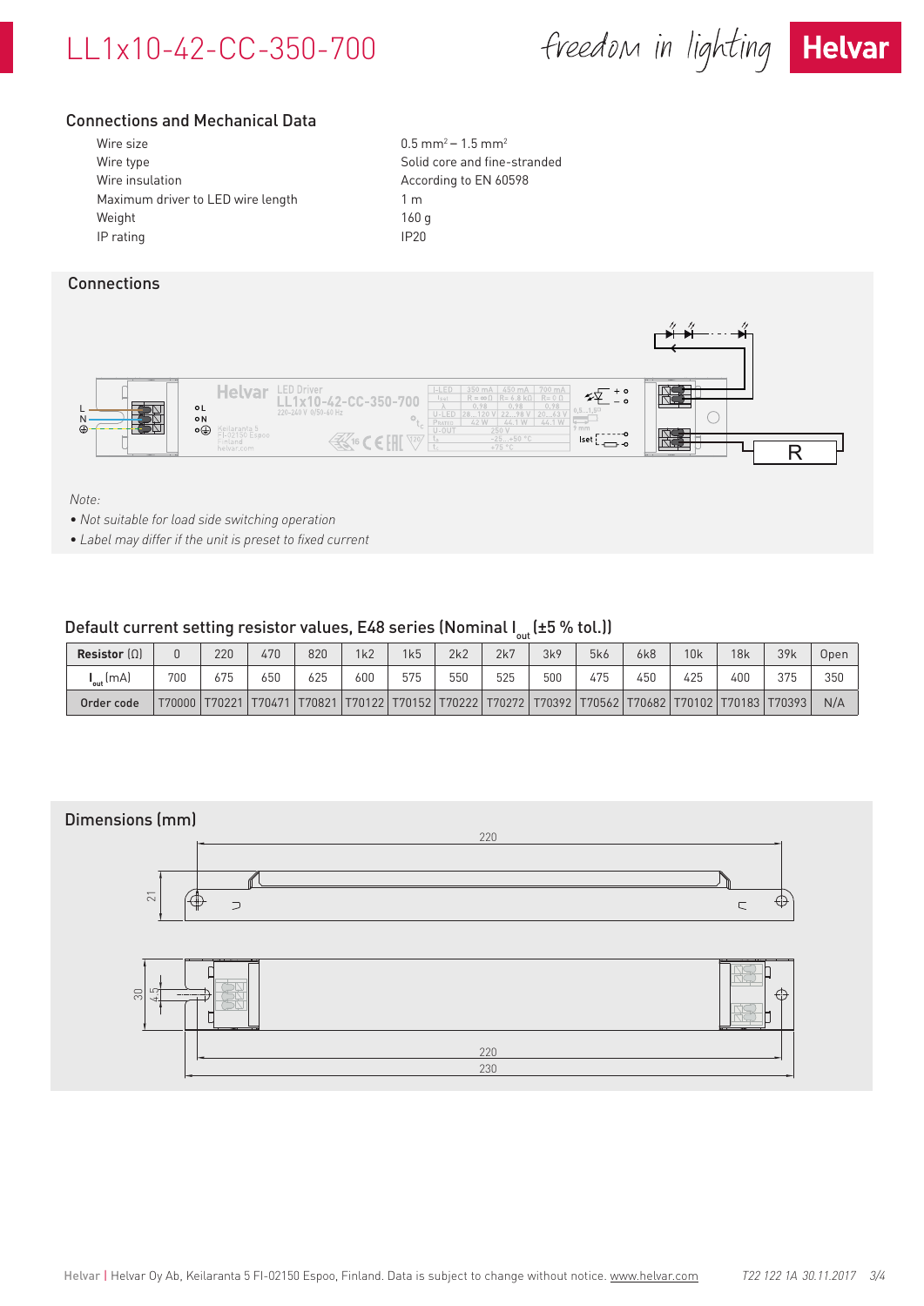# LL1x10-42-CC-350-700

## Connections and Mechanical Data

| | |
|---|---|
| Wire size | 0.5 mm² – 1.5 mm² |
| Wire type | Solid core and fine-stranded |
| Wire insulation | According to EN 60598 |
| Maximum driver to LED wire length | 1 m |
| Weight | 160 g |
| IP rating | IP20 |

## Connections

*Note:*

- *Not suitable for load side switching operation*
- *Label may differ if the unit is preset to fixed current*

## Default current setting resistor values, E48 series (Nominal $I_{out}$ (±5 % tol.))

| **Resistor** (Ω) | 0 | 220 | 470 | 820 | 1k2 | 1k5 | 2k2 | 2k7 | 3k9 | 5k6 | 6k8 | 10k | 18k | 39k | Open |
|---|---|---|---|---|---|---|---|---|---|---|---|---|---|---|---|
| $I_{out}$ (mA) | 700 | 675 | 650 | 625 | 600 | 575 | 550 | 525 | 500 | 475 | 450 | 425 | 400 | 375 | 350 |
| **Order code** | T70000 | T70221 | T70471 | T70821 | T70122 | T70152 | T70222 | T70272 | T70392 | T70562 | T70682 | T70102 | T70183 | T70393 | N/A |

## Dimensions (mm)

Helvar | Helvar Oy Ab, Keilaranta 5 FI-02150 Espoo, Finland. Data is subject to change without notice. www.helvar.com

*T22 122 1A 30.11.2017*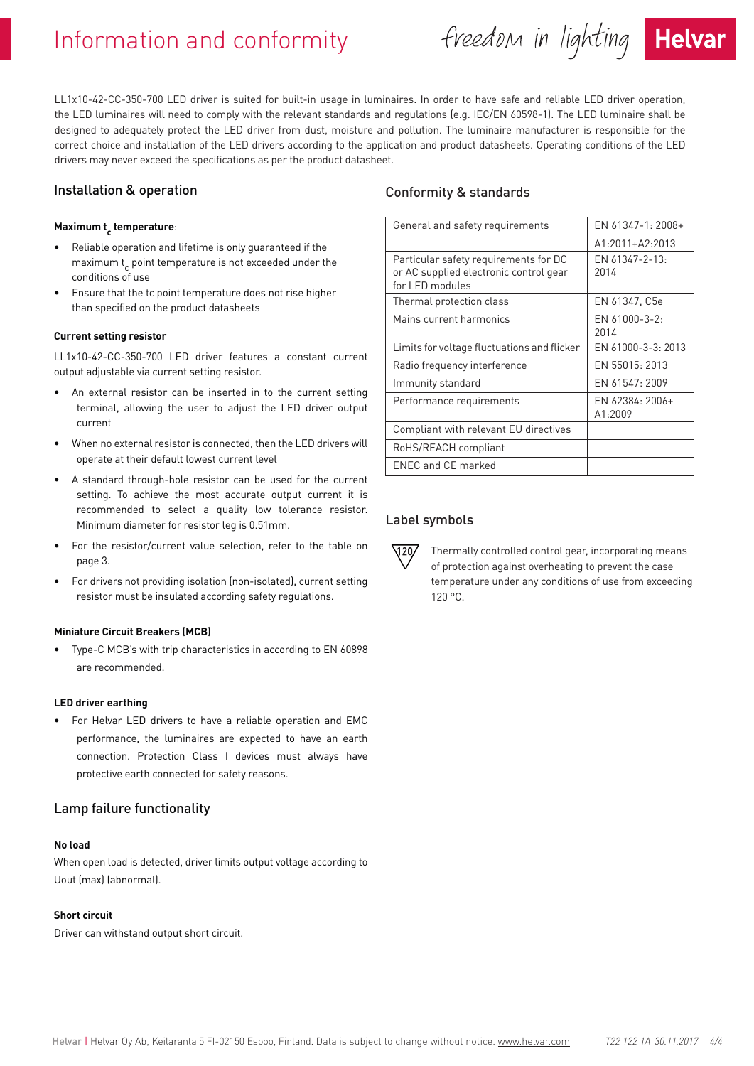# Information and conformity

LL1x10-42-CC-350-700 LED driver is suited for built-in usage in luminaires. In order to have safe and reliable LED driver operation, the LED luminaires will need to comply with the relevant standards and regulations (e.g. IEC/EN 60598-1). The LED luminaire shall be designed to adequately protect the LED driver from dust, moisture and pollution. The luminaire manufacturer is responsible for the correct choice and installation of the LED drivers according to the application and product datasheets. Operating conditions of the LED drivers may never exceed the specifications as per the product datasheet.

## Installation & operation

**Maximum $t_c$ temperature**:

- Reliable operation and lifetime is only guaranteed if the maximum $t_c$ point temperature is not exceeded under the conditions of use
- Ensure that the tc point temperature does not rise higher than specified on the product datasheets

**Current setting resistor**

LL1x10-42-CC-350-700 LED driver features a constant current output adjustable via current setting resistor.

- An external resistor can be inserted in to the current setting terminal, allowing the user to adjust the LED driver output current
- When no external resistor is connected, then the LED drivers will operate at their default lowest current level
- A standard through-hole resistor can be used for the current setting. To achieve the most accurate output current it is recommended to select a quality low tolerance resistor. Minimum diameter for resistor leg is 0.51mm.
- For the resistor/current value selection, refer to the table on page 3.
- For drivers not providing isolation (non-isolated), current setting resistor must be insulated according safety regulations.

**Miniature Circuit Breakers (MCB)**

- Type-C MCB's with trip characteristics in according to EN 60898 are recommended.

**LED driver earthing**

- For Helvar LED drivers to have a reliable operation and EMC performance, the luminaires are expected to have an earth connection. Protection Class I devices must always have protective earth connected for safety reasons.

## Lamp failure functionality

**No load**

When open load is detected, driver limits output voltage according to Uout (max) (abnormal).

**Short circuit**

Driver can withstand output short circuit.

## Conformity & standards

| | |
|---|---|
| General and safety requirements | EN 61347-1: 2008+ A1:2011+A2:2013 |
| Particular safety requirements for DC or AC supplied electronic control gear for LED modules | EN 61347-2-13: 2014 |
| Thermal protection class | EN 61347, C5e |
| Mains current harmonics | EN 61000-3-2: 2014 |
| Limits for voltage fluctuations and flicker | EN 61000-3-3: 2013 |
| Radio frequency interference | EN 55015: 2013 |
| Immunity standard | EN 61547: 2009 |
| Performance requirements | EN 62384: 2006+ A1:2009 |
| Compliant with relevant EU directives | |
| RoHS/REACH compliant | |
| ENEC and CE marked | |

## Label symbols

120 — Thermally controlled control gear, incorporating means of protection against overheating to prevent the case temperature under any conditions of use from exceeding 120 °C.

Helvar | Helvar Oy Ab, Keilaranta 5 FI-02150 Espoo, Finland. Data is subject to change without notice. www.helvar.com T22 122 1A 30.11.2017